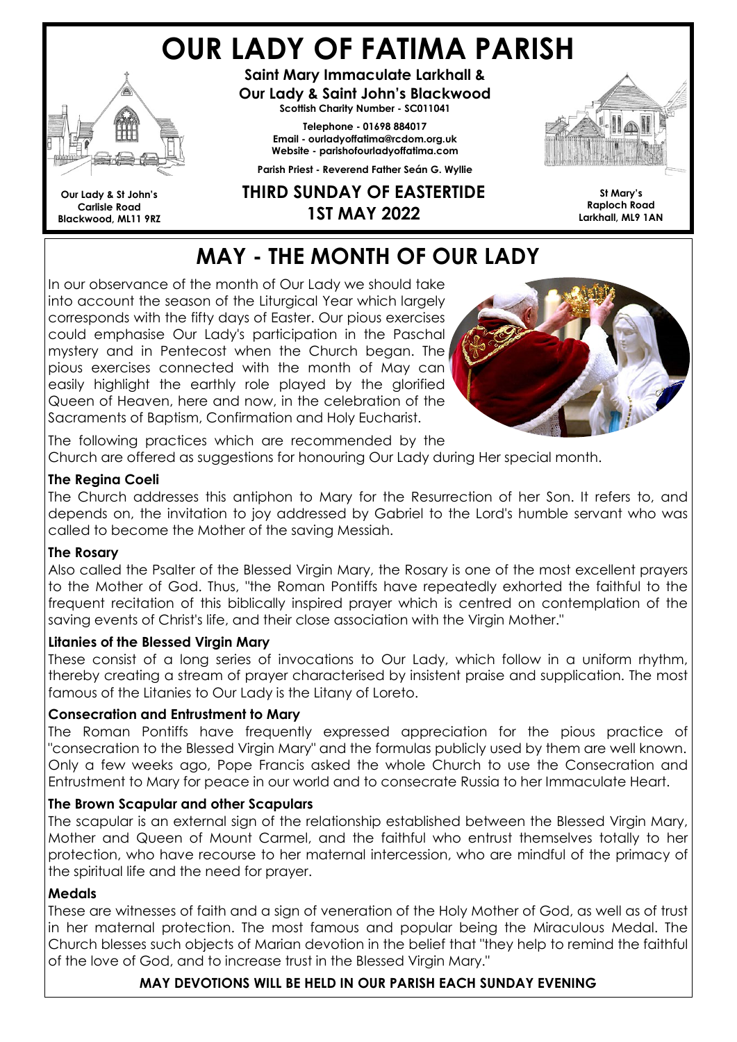# OUR LADY OF FATIMA PARISH

**Saint Mary Immaculate Larkhall &**
**Our Lady & Saint John's Blackwood**
**Scottish Charity Number - SC011041**

**Telephone - 01698 884017**
**Email - ourladyoffatima@rcdom.org.uk**
**Website - parishofourladyoffatima.com**

**Parish Priest - Reverend Father Seán G. Wyllie**

**Our Lady & St John's**
**Carlisle Road**
**Blackwood, ML11 9RZ**

**St Mary's**
**Raploch Road**
**Larkhall, ML9 1AN**

## THIRD SUNDAY OF EASTERTIDE
## 1ST MAY 2022

## MAY - THE MONTH OF OUR LADY

In our observance of the month of Our Lady we should take into account the season of the Liturgical Year which largely corresponds with the fifty days of Easter. Our pious exercises could emphasise Our Lady's participation in the Paschal mystery and in Pentecost when the Church began. The pious exercises connected with the month of May can easily highlight the earthly role played by the glorified Queen of Heaven, here and now, in the celebration of the Sacraments of Baptism, Confirmation and Holy Eucharist.

The following practices which are recommended by the Church are offered as suggestions for honouring Our Lady during Her special month.

**The Regina Coeli**

The Church addresses this antiphon to Mary for the Resurrection of her Son. It refers to, and depends on, the invitation to joy addressed by Gabriel to the Lord's humble servant who was called to become the Mother of the saving Messiah.

**The Rosary**

Also called the Psalter of the Blessed Virgin Mary, the Rosary is one of the most excellent prayers to the Mother of God. Thus, "the Roman Pontiffs have repeatedly exhorted the faithful to the frequent recitation of this biblically inspired prayer which is centred on contemplation of the saving events of Christ's life, and their close association with the Virgin Mother."

**Litanies of the Blessed Virgin Mary**

These consist of a long series of invocations to Our Lady, which follow in a uniform rhythm, thereby creating a stream of prayer characterised by insistent praise and supplication. The most famous of the Litanies to Our Lady is the Litany of Loreto.

**Consecration and Entrustment to Mary**

The Roman Pontiffs have frequently expressed appreciation for the pious practice of "consecration to the Blessed Virgin Mary" and the formulas publicly used by them are well known. Only a few weeks ago, Pope Francis asked the whole Church to use the Consecration and Entrustment to Mary for peace in our world and to consecrate Russia to her Immaculate Heart.

**The Brown Scapular and other Scapulars**

The scapular is an external sign of the relationship established between the Blessed Virgin Mary, Mother and Queen of Mount Carmel, and the faithful who entrust themselves totally to her protection, who have recourse to her maternal intercession, who are mindful of the primacy of the spiritual life and the need for prayer.

**Medals**

These are witnesses of faith and a sign of veneration of the Holy Mother of God, as well as of trust in her maternal protection. The most famous and popular being the Miraculous Medal. The Church blesses such objects of Marian devotion in the belief that "they help to remind the faithful of the love of God, and to increase trust in the Blessed Virgin Mary."

**MAY DEVOTIONS WILL BE HELD IN OUR PARISH EACH SUNDAY EVENING**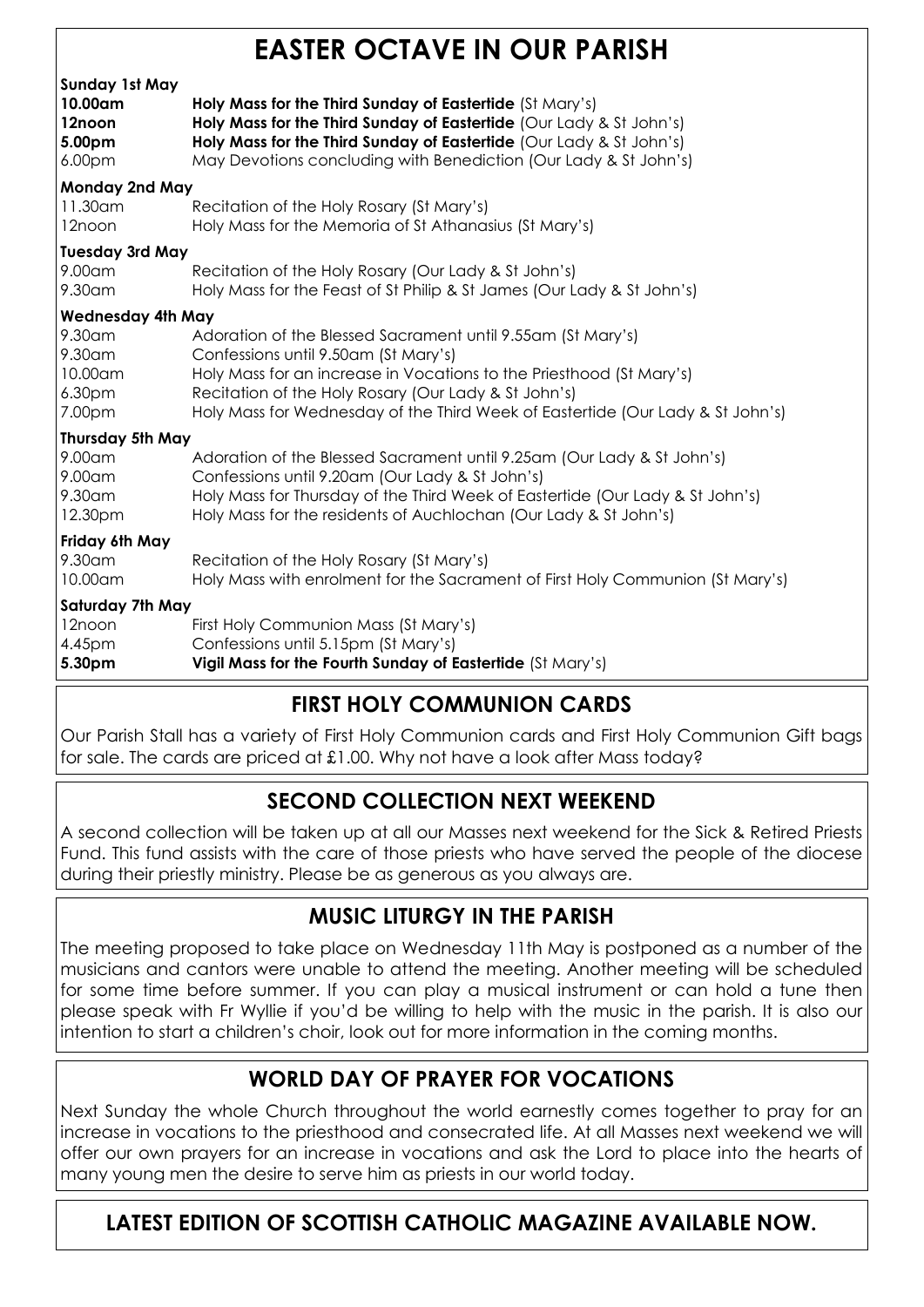# EASTER OCTAVE IN OUR PARISH

**Sunday 1st May**

| | |
|---|---|
| **10.00am** | **Holy Mass for the Third Sunday of Eastertide** (St Mary's) |
| **12noon** | **Holy Mass for the Third Sunday of Eastertide** (Our Lady & St John's) |
| **5.00pm** | **Holy Mass for the Third Sunday of Eastertide** (Our Lady & St John's) |
| 6.00pm | May Devotions concluding with Benediction (Our Lady & St John's) |

**Monday 2nd May**

| | |
|---|---|
| 11.30am | Recitation of the Holy Rosary (St Mary's) |
| 12noon | Holy Mass for the Memoria of St Athanasius (St Mary's) |

**Tuesday 3rd May**

| | |
|---|---|
| 9.00am | Recitation of the Holy Rosary (Our Lady & St John's) |
| 9.30am | Holy Mass for the Feast of St Philip & St James (Our Lady & St John's) |

**Wednesday 4th May**

| | |
|---|---|
| 9.30am | Adoration of the Blessed Sacrament until 9.55am (St Mary's) |
| 9.30am | Confessions until 9.50am (St Mary's) |
| 10.00am | Holy Mass for an increase in Vocations to the Priesthood (St Mary's) |
| 6.30pm | Recitation of the Holy Rosary (Our Lady & St John's) |
| 7.00pm | Holy Mass for Wednesday of the Third Week of Eastertide (Our Lady & St John's) |

**Thursday 5th May**

| | |
|---|---|
| 9.00am | Adoration of the Blessed Sacrament until 9.25am (Our Lady & St John's) |
| 9.00am | Confessions until 9.20am (Our Lady & St John's) |
| 9.30am | Holy Mass for Thursday of the Third Week of Eastertide (Our Lady & St John's) |
| 12.30pm | Holy Mass for the residents of Auchlochan (Our Lady & St John's) |

**Friday 6th May**

| | |
|---|---|
| 9.30am | Recitation of the Holy Rosary (St Mary's) |
| 10.00am | Holy Mass with enrolment for the Sacrament of First Holy Communion (St Mary's) |

**Saturday 7th May**

| | |
|---|---|
| 12noon | First Holy Communion Mass (St Mary's) |
| 4.45pm | Confessions until 5.15pm (St Mary's) |
| **5.30pm** | **Vigil Mass for the Fourth Sunday of Eastertide** (St Mary's) |

## FIRST HOLY COMMUNION CARDS

Our Parish Stall has a variety of First Holy Communion cards and First Holy Communion Gift bags for sale. The cards are priced at £1.00. Why not have a look after Mass today?

## SECOND COLLECTION NEXT WEEKEND

A second collection will be taken up at all our Masses next weekend for the Sick & Retired Priests Fund. This fund assists with the care of those priests who have served the people of the diocese during their priestly ministry. Please be as generous as you always are.

## MUSIC LITURGY IN THE PARISH

The meeting proposed to take place on Wednesday 11th May is postponed as a number of the musicians and cantors were unable to attend the meeting. Another meeting will be scheduled for some time before summer. If you can play a musical instrument or can hold a tune then please speak with Fr Wyllie if you'd be willing to help with the music in the parish. It is also our intention to start a children's choir, look out for more information in the coming months.

## WORLD DAY OF PRAYER FOR VOCATIONS

Next Sunday the whole Church throughout the world earnestly comes together to pray for an increase in vocations to the priesthood and consecrated life. At all Masses next weekend we will offer our own prayers for an increase in vocations and ask the Lord to place into the hearts of many young men the desire to serve him as priests in our world today.

## LATEST EDITION OF SCOTTISH CATHOLIC MAGAZINE AVAILABLE NOW.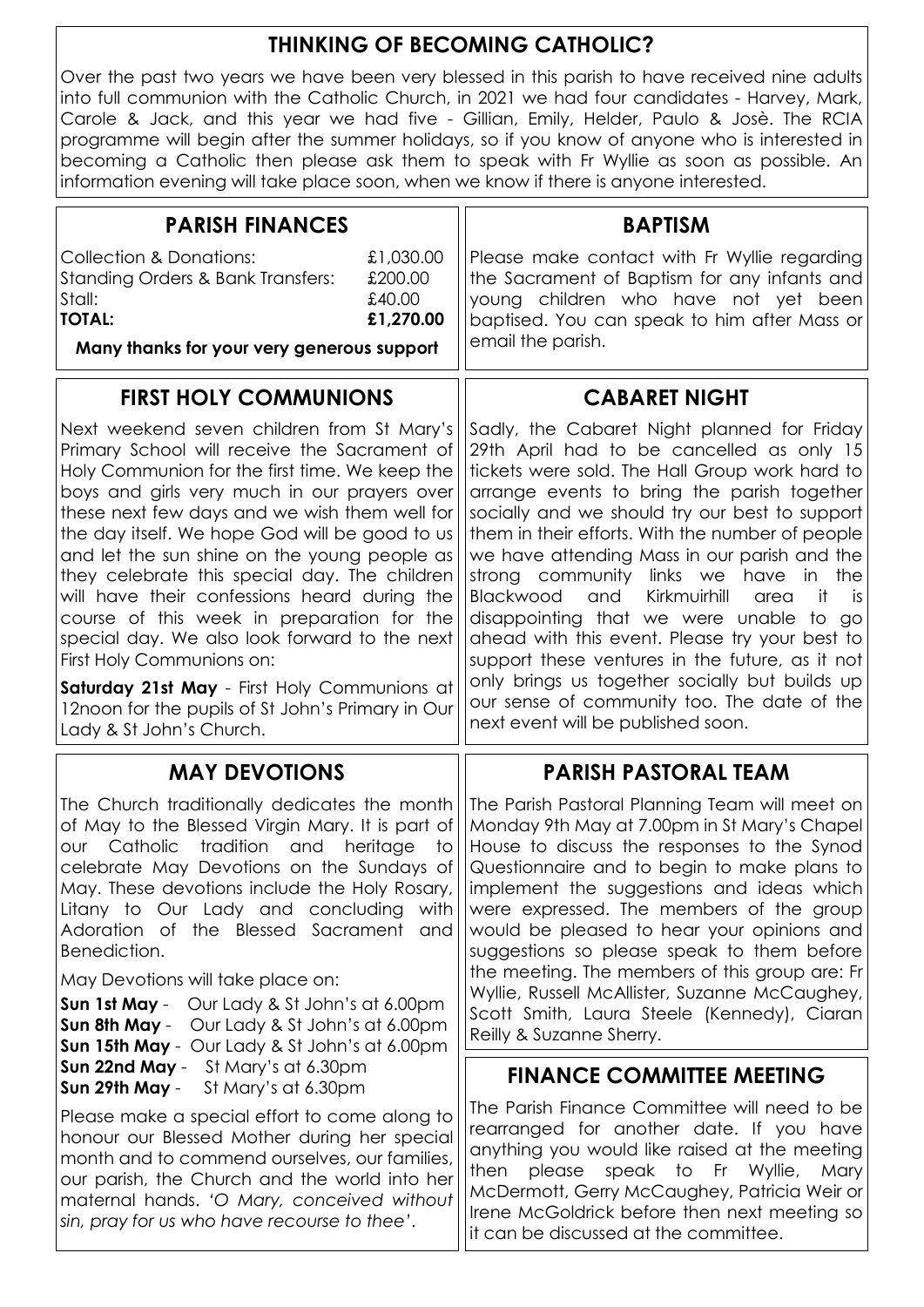## THINKING OF BECOMING CATHOLIC?

Over the past two years we have been very blessed in this parish to have received nine adults into full communion with the Catholic Church, in 2021 we had four candidates - Harvey, Mark, Carole & Jack, and this year we had five - Gillian, Emily, Helder, Paulo & Josè. The RCIA programme will begin after the summer holidays, so if you know of anyone who is interested in becoming a Catholic then please ask them to speak with Fr Wyllie as soon as possible. An information evening will take place soon, when we know if there is anyone interested.

## PARISH FINANCES

| | |
|---|---|
| Collection & Donations: | £1,030.00 |
| Standing Orders & Bank Transfers: | £200.00 |
| Stall: | £40.00 |
| **TOTAL:** | **£1,270.00** |

**Many thanks for your very generous support**

## FIRST HOLY COMMUNIONS

Next weekend seven children from St Mary's Primary School will receive the Sacrament of Holy Communion for the first time. We keep the boys and girls very much in our prayers over these next few days and we wish them well for the day itself. We hope God will be good to us and let the sun shine on the young people as they celebrate this special day. The children will have their confessions heard during the course of this week in preparation for the special day. We also look forward to the next First Holy Communions on:

**Saturday 21st May** - First Holy Communions at 12noon for the pupils of St John's Primary in Our Lady & St John's Church.

## MAY DEVOTIONS

The Church traditionally dedicates the month of May to the Blessed Virgin Mary. It is part of our Catholic tradition and heritage to celebrate May Devotions on the Sundays of May. These devotions include the Holy Rosary, Litany to Our Lady and concluding with Adoration of the Blessed Sacrament and Benediction.

May Devotions will take place on:

**Sun 1st May** - Our Lady & St John's at 6.00pm
**Sun 8th May** - Our Lady & St John's at 6.00pm
**Sun 15th May** - Our Lady & St John's at 6.00pm
**Sun 22nd May** - St Mary's at 6.30pm
**Sun 29th May** - St Mary's at 6.30pm

Please make a special effort to come along to honour our Blessed Mother during her special month and to commend ourselves, our families, our parish, the Church and the world into her maternal hands. *'O Mary, conceived without sin, pray for us who have recourse to thee'*.

## BAPTISM

Please make contact with Fr Wyllie regarding the Sacrament of Baptism for any infants and young children who have not yet been baptised. You can speak to him after Mass or email the parish.

## CABARET NIGHT

Sadly, the Cabaret Night planned for Friday 29th April had to be cancelled as only 15 tickets were sold. The Hall Group work hard to arrange events to bring the parish together socially and we should try our best to support them in their efforts. With the number of people we have attending Mass in our parish and the strong community links we have in the Blackwood and Kirkmuirhill area it is disappointing that we were unable to go ahead with this event. Please try your best to support these ventures in the future, as it not only brings us together socially but builds up our sense of community too. The date of the next event will be published soon.

## PARISH PASTORAL TEAM

The Parish Pastoral Planning Team will meet on Monday 9th May at 7.00pm in St Mary's Chapel House to discuss the responses to the Synod Questionnaire and to begin to make plans to implement the suggestions and ideas which were expressed. The members of the group would be pleased to hear your opinions and suggestions so please speak to them before the meeting. The members of this group are: Fr Wyllie, Russell McAllister, Suzanne McCaughey, Scott Smith, Laura Steele (Kennedy), Ciaran Reilly & Suzanne Sherry.

## FINANCE COMMITTEE MEETING

The Parish Finance Committee will need to be rearranged for another date. If you have anything you would like raised at the meeting then please speak to Fr Wyllie, Mary McDermott, Gerry McCaughey, Patricia Weir or Irene McGoldrick before then next meeting so it can be discussed at the committee.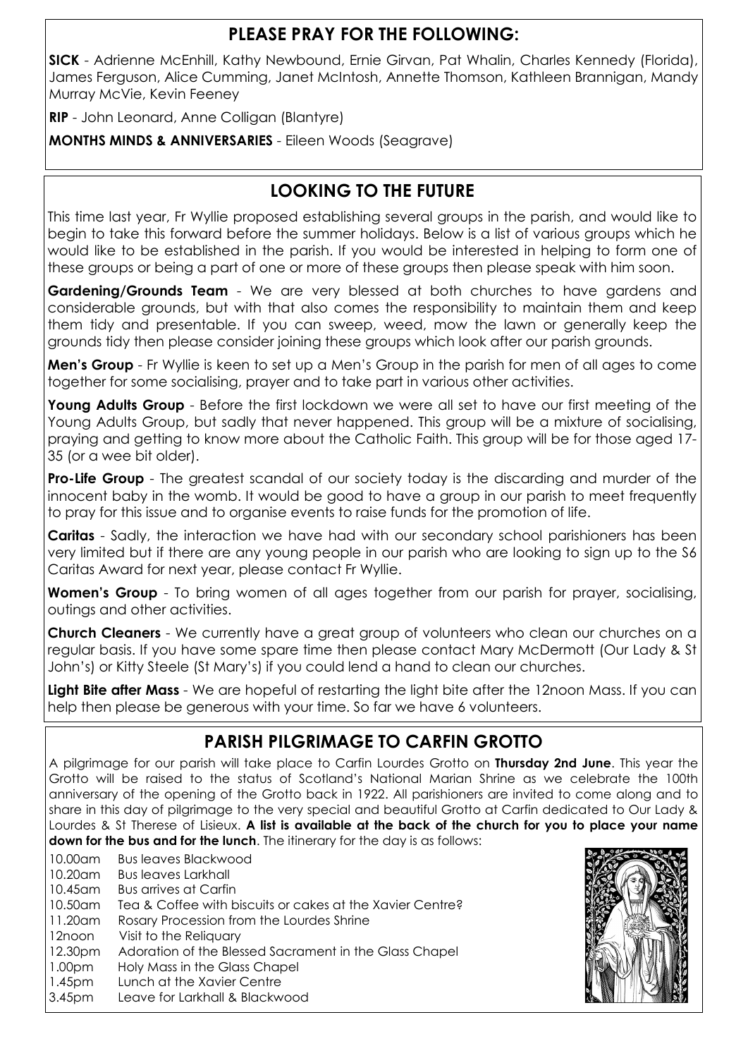## PLEASE PRAY FOR THE FOLLOWING:

**SICK** - Adrienne McEnhill, Kathy Newbound, Ernie Girvan, Pat Whalin, Charles Kennedy (Florida), James Ferguson, Alice Cumming, Janet McIntosh, Annette Thomson, Kathleen Brannigan, Mandy Murray McVie, Kevin Feeney

**RIP** - John Leonard, Anne Colligan (Blantyre)

**MONTHS MINDS & ANNIVERSARIES** - Eileen Woods (Seagrave)

## LOOKING TO THE FUTURE

This time last year, Fr Wyllie proposed establishing several groups in the parish, and would like to begin to take this forward before the summer holidays. Below is a list of various groups which he would like to be established in the parish. If you would be interested in helping to form one of these groups or being a part of one or more of these groups then please speak with him soon.

**Gardening/Grounds Team** - We are very blessed at both churches to have gardens and considerable grounds, but with that also comes the responsibility to maintain them and keep them tidy and presentable. If you can sweep, weed, mow the lawn or generally keep the grounds tidy then please consider joining these groups which look after our parish grounds.

**Men's Group** - Fr Wyllie is keen to set up a Men's Group in the parish for men of all ages to come together for some socialising, prayer and to take part in various other activities.

**Young Adults Group** - Before the first lockdown we were all set to have our first meeting of the Young Adults Group, but sadly that never happened. This group will be a mixture of socialising, praying and getting to know more about the Catholic Faith. This group will be for those aged 17-35 (or a wee bit older).

**Pro-Life Group** - The greatest scandal of our society today is the discarding and murder of the innocent baby in the womb. It would be good to have a group in our parish to meet frequently to pray for this issue and to organise events to raise funds for the promotion of life.

**Caritas** - Sadly, the interaction we have had with our secondary school parishioners has been very limited but if there are any young people in our parish who are looking to sign up to the S6 Caritas Award for next year, please contact Fr Wyllie.

**Women's Group** - To bring women of all ages together from our parish for prayer, socialising, outings and other activities.

**Church Cleaners** - We currently have a great group of volunteers who clean our churches on a regular basis. If you have some spare time then please contact Mary McDermott (Our Lady & St John's) or Kitty Steele (St Mary's) if you could lend a hand to clean our churches.

**Light Bite after Mass** - We are hopeful of restarting the light bite after the 12noon Mass. If you can help then please be generous with your time. So far we have 6 volunteers.

## PARISH PILGRIMAGE TO CARFIN GROTTO

A pilgrimage for our parish will take place to Carfin Lourdes Grotto on **Thursday 2nd June**. This year the Grotto will be raised to the status of Scotland's National Marian Shrine as we celebrate the 100th anniversary of the opening of the Grotto back in 1922. All parishioners are invited to come along and to share in this day of pilgrimage to the very special and beautiful Grotto at Carfin dedicated to Our Lady & Lourdes & St Therese of Lisieux. **A list is available at the back of the church for you to place your name down for the bus and for the lunch**. The itinerary for the day is as follows:

- 10.00am Bus leaves Blackwood
- 10.20am Bus leaves Larkhall
- 10.45am Bus arrives at Carfin
- 10.50am Tea & Coffee with biscuits or cakes at the Xavier Centre?
- 11.20am Rosary Procession from the Lourdes Shrine
- 12noon Visit to the Reliquary
- 12.30pm Adoration of the Blessed Sacrament in the Glass Chapel
- 1.00pm Holy Mass in the Glass Chapel
- 1.45pm Lunch at the Xavier Centre
- 3.45pm Leave for Larkhall & Blackwood